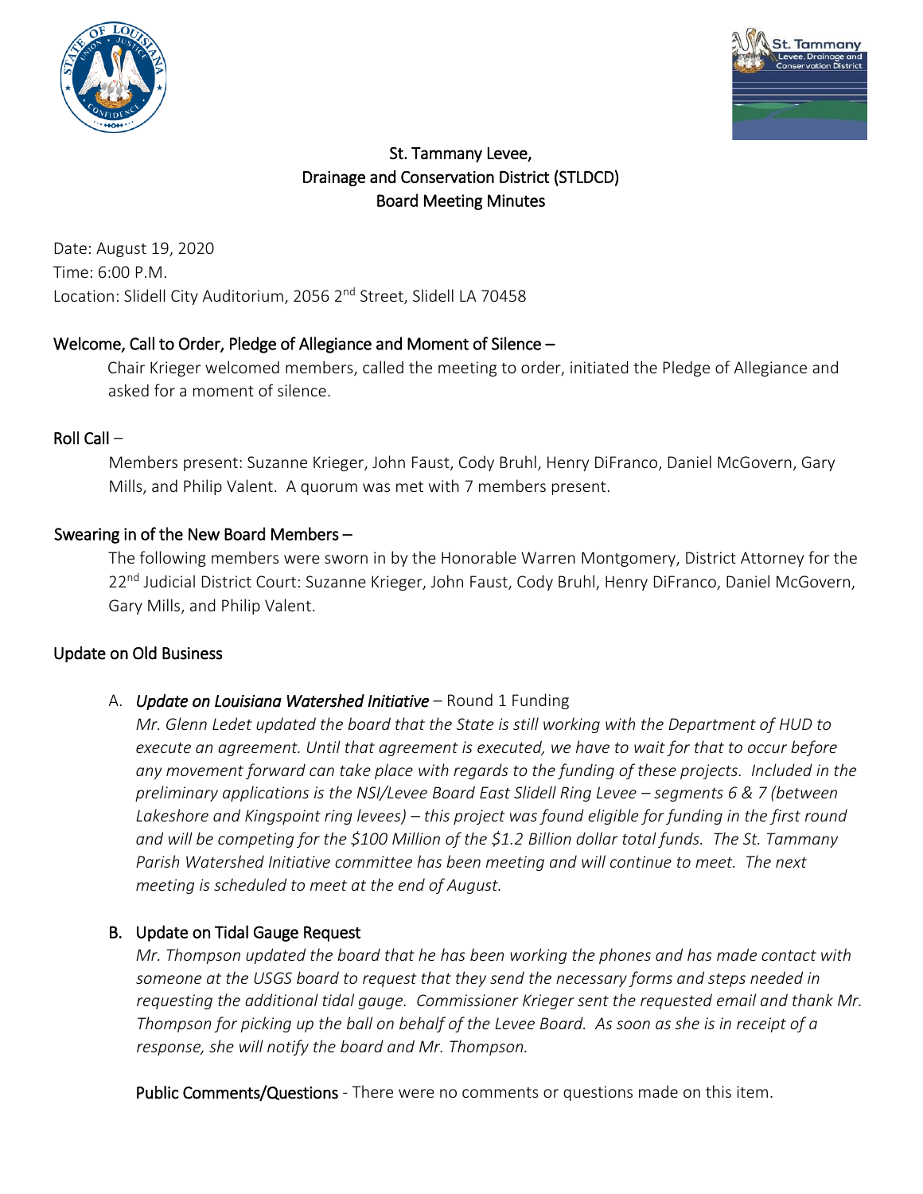# St. Tammany Levee, Drainage and Conservation District (STLDCD) Board Meeting Minutes

Date: August 19, 2020
Time: 6:00 P.M.
Location: Slidell City Auditorium, 2056 2nd Street, Slidell LA 70458

## Welcome, Call to Order, Pledge of Allegiance and Moment of Silence –

Chair Krieger welcomed members, called the meeting to order, initiated the Pledge of Allegiance and asked for a moment of silence.

## Roll Call –

Members present: Suzanne Krieger, John Faust, Cody Bruhl, Henry DiFranco, Daniel McGovern, Gary Mills, and Philip Valent. A quorum was met with 7 members present.

## Swearing in of the New Board Members –

The following members were sworn in by the Honorable Warren Montgomery, District Attorney for the 22nd Judicial District Court: Suzanne Krieger, John Faust, Cody Bruhl, Henry DiFranco, Daniel McGovern, Gary Mills, and Philip Valent.

## Update on Old Business

A. *Update on Louisiana Watershed Initiative* – Round 1 Funding

*Mr. Glenn Ledet updated the board that the State is still working with the Department of HUD to execute an agreement. Until that agreement is executed, we have to wait for that to occur before any movement forward can take place with regards to the funding of these projects. Included in the preliminary applications is the NSI/Levee Board East Slidell Ring Levee – segments 6 & 7 (between Lakeshore and Kingspoint ring levees) – this project was found eligible for funding in the first round and will be competing for the $100 Million of the $1.2 Billion dollar total funds. The St. Tammany Parish Watershed Initiative committee has been meeting and will continue to meet. The next meeting is scheduled to meet at the end of August.*

B. Update on Tidal Gauge Request

*Mr. Thompson updated the board that he has been working the phones and has made contact with someone at the USGS board to request that they send the necessary forms and steps needed in requesting the additional tidal gauge. Commissioner Krieger sent the requested email and thank Mr. Thompson for picking up the ball on behalf of the Levee Board. As soon as she is in receipt of a response, she will notify the board and Mr. Thompson.*

Public Comments/Questions - There were no comments or questions made on this item.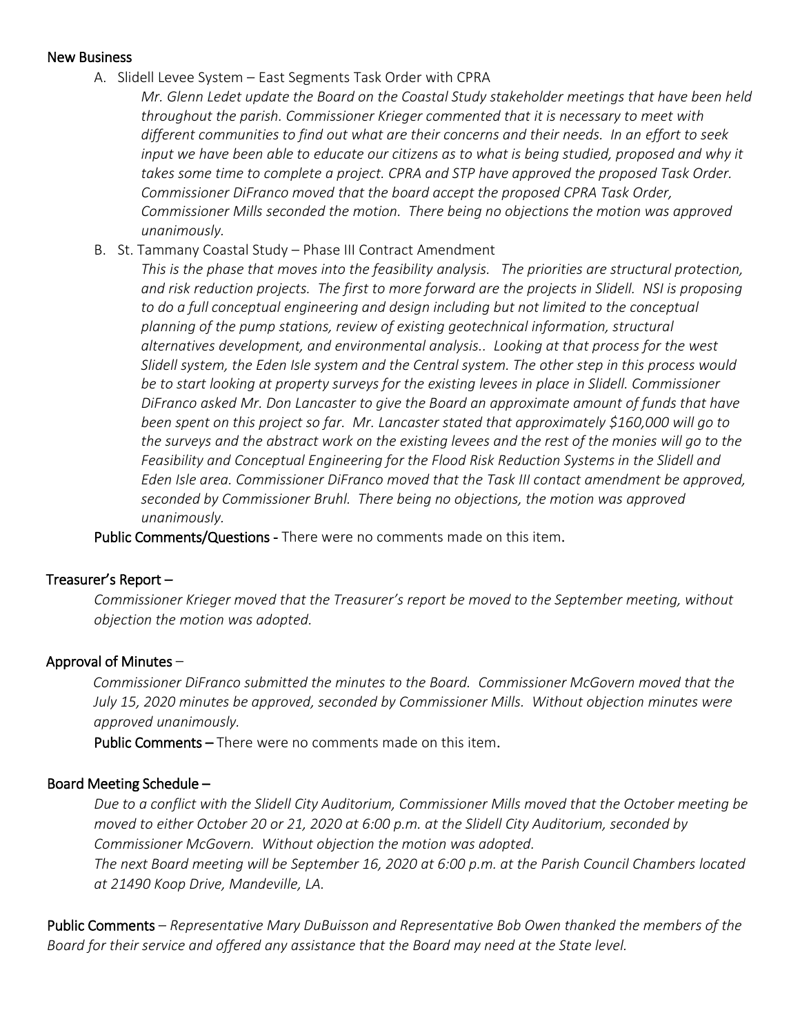**New Business**

A. Slidell Levee System – East Segments Task Order with CPRA

*Mr. Glenn Ledet update the Board on the Coastal Study stakeholder meetings that have been held throughout the parish. Commissioner Krieger commented that it is necessary to meet with different communities to find out what are their concerns and their needs. In an effort to seek input we have been able to educate our citizens as to what is being studied, proposed and why it takes some time to complete a project. CPRA and STP have approved the proposed Task Order. Commissioner DiFranco moved that the board accept the proposed CPRA Task Order, Commissioner Mills seconded the motion. There being no objections the motion was approved unanimously.*

B. St. Tammany Coastal Study – Phase III Contract Amendment

*This is the phase that moves into the feasibility analysis. The priorities are structural protection, and risk reduction projects. The first to more forward are the projects in Slidell. NSI is proposing to do a full conceptual engineering and design including but not limited to the conceptual planning of the pump stations, review of existing geotechnical information, structural alternatives development, and environmental analysis.. Looking at that process for the west Slidell system, the Eden Isle system and the Central system. The other step in this process would be to start looking at property surveys for the existing levees in place in Slidell. Commissioner DiFranco asked Mr. Don Lancaster to give the Board an approximate amount of funds that have been spent on this project so far. Mr. Lancaster stated that approximately $160,000 will go to the surveys and the abstract work on the existing levees and the rest of the monies will go to the Feasibility and Conceptual Engineering for the Flood Risk Reduction Systems in the Slidell and Eden Isle area. Commissioner DiFranco moved that the Task III contact amendment be approved, seconded by Commissioner Bruhl. There being no objections, the motion was approved unanimously.*

**Public Comments/Questions -** There were no comments made on this item.

**Treasurer's Report –**

*Commissioner Krieger moved that the Treasurer's report be moved to the September meeting, without objection the motion was adopted.*

**Approval of Minutes –**

*Commissioner DiFranco submitted the minutes to the Board. Commissioner McGovern moved that the July 15, 2020 minutes be approved, seconded by Commissioner Mills. Without objection minutes were approved unanimously.*

**Public Comments –** There were no comments made on this item.

**Board Meeting Schedule –**

*Due to a conflict with the Slidell City Auditorium, Commissioner Mills moved that the October meeting be moved to either October 20 or 21, 2020 at 6:00 p.m. at the Slidell City Auditorium, seconded by Commissioner McGovern. Without objection the motion was adopted.*

*The next Board meeting will be September 16, 2020 at 6:00 p.m. at the Parish Council Chambers located at 21490 Koop Drive, Mandeville, LA.*

**Public Comments** – *Representative Mary DuBuisson and Representative Bob Owen thanked the members of the Board for their service and offered any assistance that the Board may need at the State level.*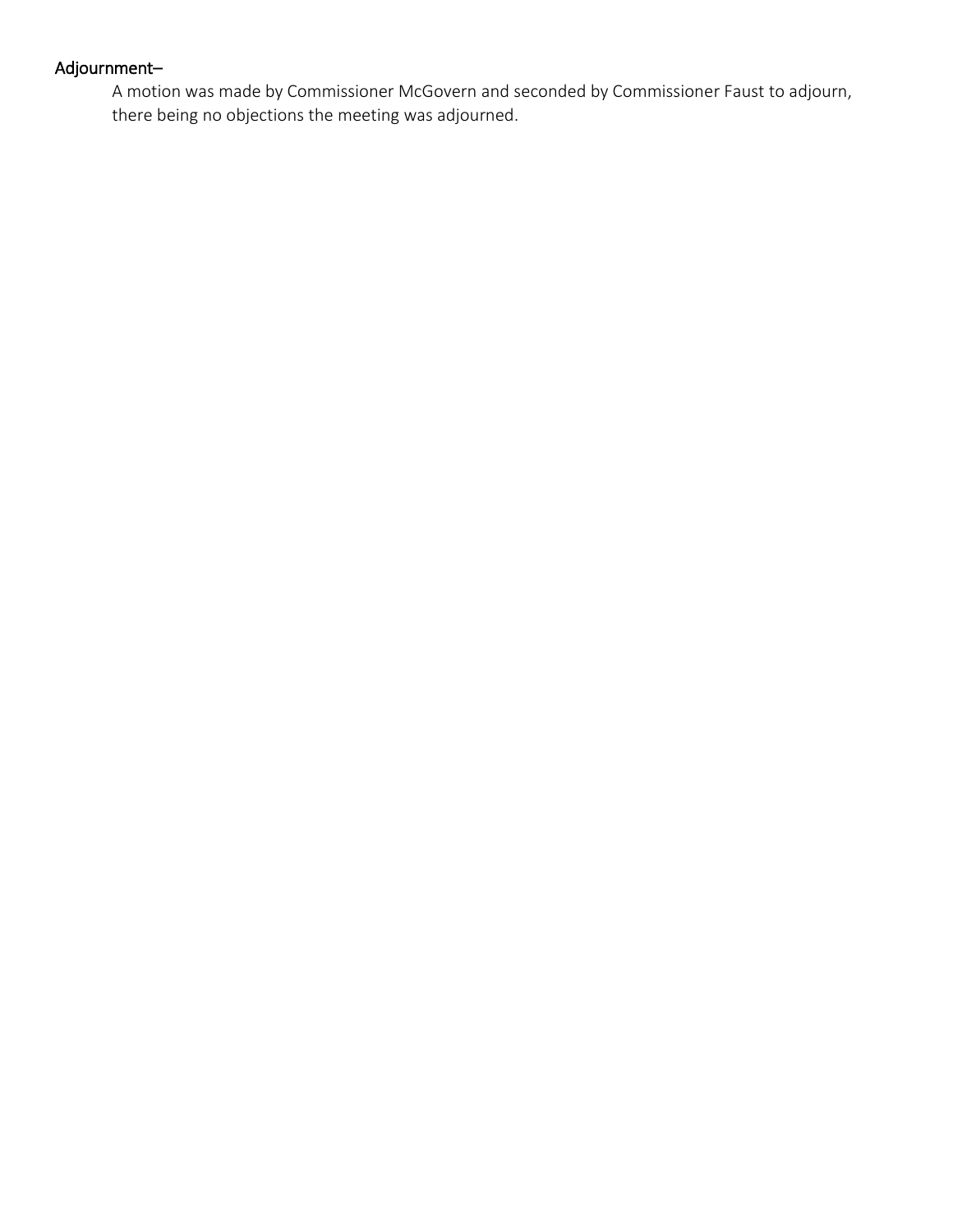## Adjournment–

A motion was made by Commissioner McGovern and seconded by Commissioner Faust to adjourn, there being no objections the meeting was adjourned.